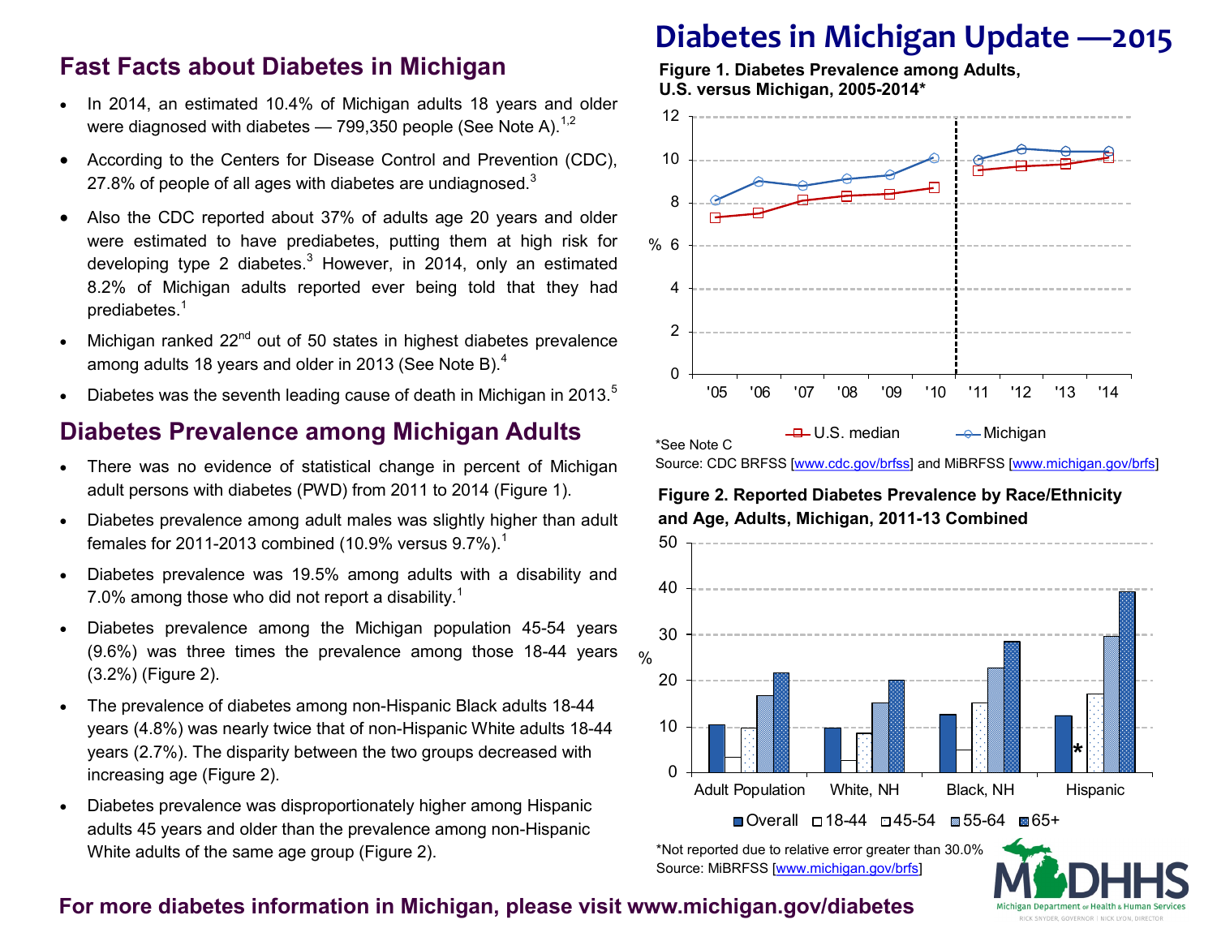# Diabetes in Michigan Update —2015

## Fast Facts about Diabetes in Michigan

- In 2014, an estimated 10.4% of Michigan adults 18 years and older were diagnosed with diabetes — 799,350 people (See Note A).[1,2]
- According to the Centers for Disease Control and Prevention (CDC), 27.8% of people of all ages with diabetes are undiagnosed.[3]
- Also the CDC reported about 37% of adults age 20 years and older were estimated to have prediabetes, putting them at high risk for developing type 2 diabetes.[3] However, in 2014, only an estimated 8.2% of Michigan adults reported ever being told that they had prediabetes.[1]
- Michigan ranked 22nd out of 50 states in highest diabetes prevalence among adults 18 years and older in 2013 (See Note B).[4]
- Diabetes was the seventh leading cause of death in Michigan in 2013.[5]

## Diabetes Prevalence among Michigan Adults

- There was no evidence of statistical change in percent of Michigan adult persons with diabetes (PWD) from 2011 to 2014 (Figure 1).
- Diabetes prevalence among adult males was slightly higher than adult females for 2011-2013 combined (10.9% versus 9.7%).[1]
- Diabetes prevalence was 19.5% among adults with a disability and 7.0% among those who did not report a disability.[1]
- Diabetes prevalence among the Michigan population 45-54 years (9.6%) was three times the prevalence among those 18-44 years (3.2%) (Figure 2).
- The prevalence of diabetes among non-Hispanic Black adults 18-44 years (4.8%) was nearly twice that of non-Hispanic White adults 18-44 years (2.7%). The disparity between the two groups decreased with increasing age (Figure 2).
- Diabetes prevalence was disproportionately higher among Hispanic adults 45 years and older than the prevalence among non-Hispanic White adults of the same age group (Figure 2).

**Figure 1. Diabetes Prevalence among Adults, U.S. versus Michigan, 2005-2014***

*See Note C

Source: CDC BRFSS [www.cdc.gov/brfss] and MiBRFSS [www.michigan.gov/brfs]

**Figure 2. Reported Diabetes Prevalence by Race/Ethnicity and Age, Adults, Michigan, 2011-13 Combined**

*Not reported due to relative error greater than 30.0%

Source: MiBRFSS [www.michigan.gov/brfs]

**For more diabetes information in Michigan, please visit www.michigan.gov/diabetes**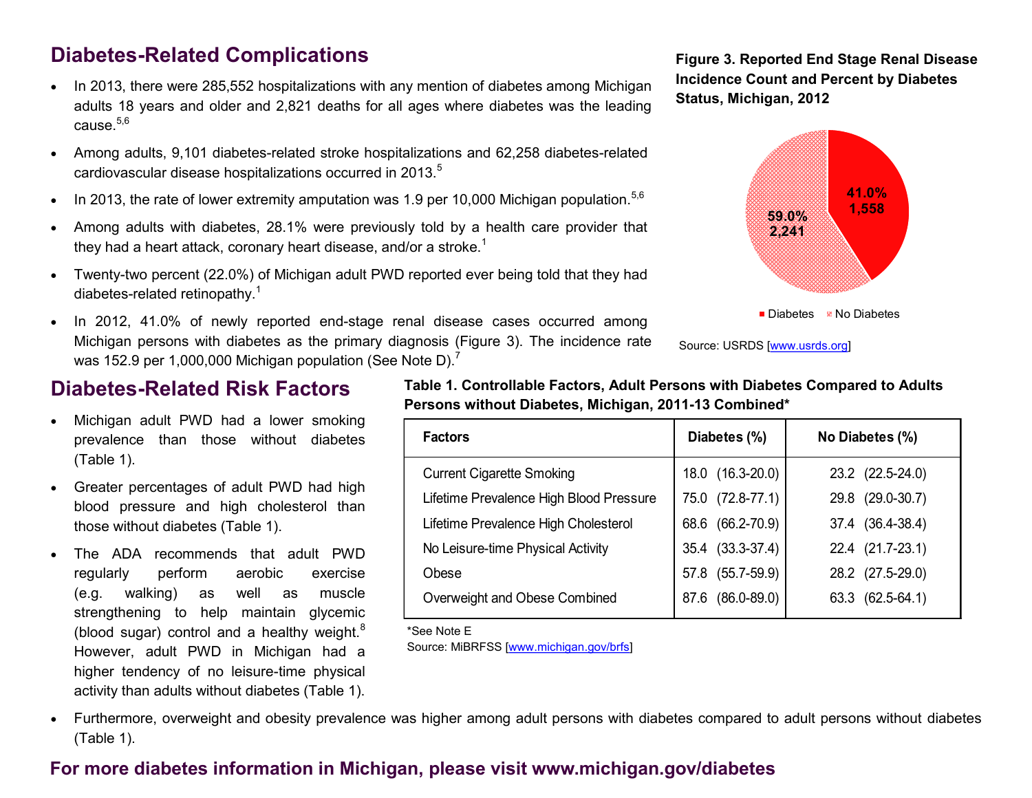## Diabetes-Related Complications

- In 2013, there were 285,552 hospitalizations with any mention of diabetes among Michigan adults 18 years and older and 2,821 deaths for all ages where diabetes was the leading cause.[5,6]
- Among adults, 9,101 diabetes-related stroke hospitalizations and 62,258 diabetes-related cardiovascular disease hospitalizations occurred in 2013.[5]
- In 2013, the rate of lower extremity amputation was 1.9 per 10,000 Michigan population.[5,6]
- Among adults with diabetes, 28.1% were previously told by a health care provider that they had a heart attack, coronary heart disease, and/or a stroke.[1]
- Twenty-two percent (22.0%) of Michigan adult PWD reported ever being told that they had diabetes-related retinopathy.[1]
- In 2012, 41.0% of newly reported end-stage renal disease cases occurred among Michigan persons with diabetes as the primary diagnosis (Figure 3). The incidence rate was 152.9 per 1,000,000 Michigan population (See Note D).[7]

**Figure 3. Reported End Stage Renal Disease Incidence Count and Percent by Diabetes Status, Michigan, 2012**

| Diabetes Status | Percent | Count |
|---|---|---|
| Diabetes | 41.0% | 1,558 |
| No Diabetes | 59.0% | 2,241 |

Source: USRDS [www.usrds.org]

## Diabetes-Related Risk Factors

- Michigan adult PWD had a lower smoking prevalence than those without diabetes (Table 1).
- Greater percentages of adult PWD had high blood pressure and high cholesterol than those without diabetes (Table 1).
- The ADA recommends that adult PWD regularly perform aerobic exercise (e.g. walking) as well as muscle strengthening to help maintain glycemic (blood sugar) control and a healthy weight.[8] However, adult PWD in Michigan had a higher tendency of no leisure-time physical activity than adults without diabetes (Table 1).
- Furthermore, overweight and obesity prevalence was higher among adult persons with diabetes compared to adult persons without diabetes (Table 1).

**Table 1. Controllable Factors, Adult Persons with Diabetes Compared to Adults Persons without Diabetes, Michigan, 2011-13 Combined***

| Factors | Diabetes (%) | No Diabetes (%) |
|---|---|---|
| Current Cigarette Smoking | 18.0 (16.3-20.0) | 23.2 (22.5-24.0) |
| Lifetime Prevalence High Blood Pressure | 75.0 (72.8-77.1) | 29.8 (29.0-30.7) |
| Lifetime Prevalence High Cholesterol | 68.6 (66.2-70.9) | 37.4 (36.4-38.4) |
| No Leisure-time Physical Activity | 35.4 (33.3-37.4) | 22.4 (21.7-23.1) |
| Obese | 57.8 (55.7-59.9) | 28.2 (27.5-29.0) |
| Overweight and Obese Combined | 87.6 (86.0-89.0) | 63.3 (62.5-64.1) |

*See Note E
Source: MiBRFSS [www.michigan.gov/brfs]

**For more diabetes information in Michigan, please visit www.michigan.gov/diabetes**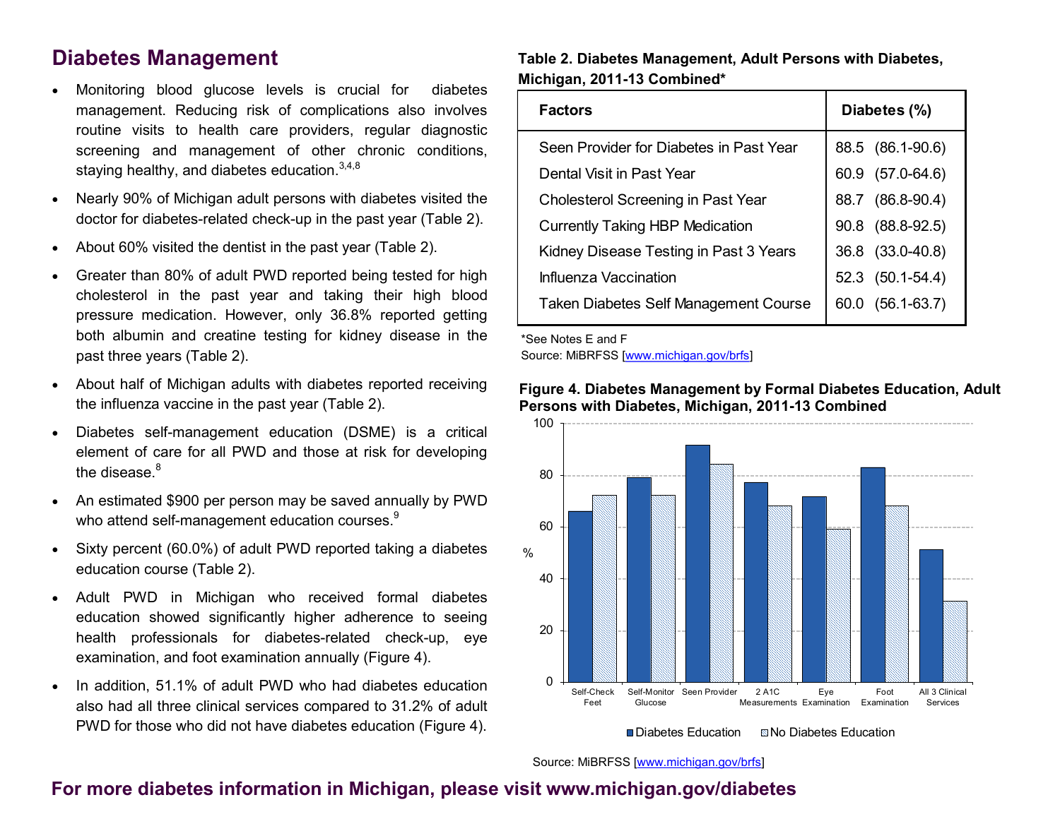## Diabetes Management

- Monitoring blood glucose levels is crucial for diabetes management. Reducing risk of complications also involves routine visits to health care providers, regular diagnostic screening and management of other chronic conditions, staying healthy, and diabetes education.[3,4,8]
- Nearly 90% of Michigan adult persons with diabetes visited the doctor for diabetes-related check-up in the past year (Table 2).
- About 60% visited the dentist in the past year (Table 2).
- Greater than 80% of adult PWD reported being tested for high cholesterol in the past year and taking their high blood pressure medication. However, only 36.8% reported getting both albumin and creatine testing for kidney disease in the past three years (Table 2).
- About half of Michigan adults with diabetes reported receiving the influenza vaccine in the past year (Table 2).
- Diabetes self-management education (DSME) is a critical element of care for all PWD and those at risk for developing the disease.[8]
- An estimated $900 per person may be saved annually by PWD who attend self-management education courses.[9]
- Sixty percent (60.0%) of adult PWD reported taking a diabetes education course (Table 2).
- Adult PWD in Michigan who received formal diabetes education showed significantly higher adherence to seeing health professionals for diabetes-related check-up, eye examination, and foot examination annually (Figure 4).
- In addition, 51.1% of adult PWD who had diabetes education also had all three clinical services compared to 31.2% of adult PWD for those who did not have diabetes education (Figure 4).

**Table 2. Diabetes Management, Adult Persons with Diabetes, Michigan, 2011-13 Combined***

| Factors | Diabetes (%) |
|---|---|
| Seen Provider for Diabetes in Past Year | 88.5 (86.1-90.6) |
| Dental Visit in Past Year | 60.9 (57.0-64.6) |
| Cholesterol Screening in Past Year | 88.7 (86.8-90.4) |
| Currently Taking HBP Medication | 90.8 (88.8-92.5) |
| Kidney Disease Testing in Past 3 Years | 36.8 (33.0-40.8) |
| Influenza Vaccination | 52.3 (50.1-54.4) |
| Taken Diabetes Self Management Course | 60.0 (56.1-63.7) |

*See Notes E and F

Source: MiBRFSS [www.michigan.gov/brfs]

**Figure 4. Diabetes Management by Formal Diabetes Education, Adult Persons with Diabetes, Michigan, 2011-13 Combined**

Source: MiBRFSS [www.michigan.gov/brfs]

**For more diabetes information in Michigan, please visit www.michigan.gov/diabetes**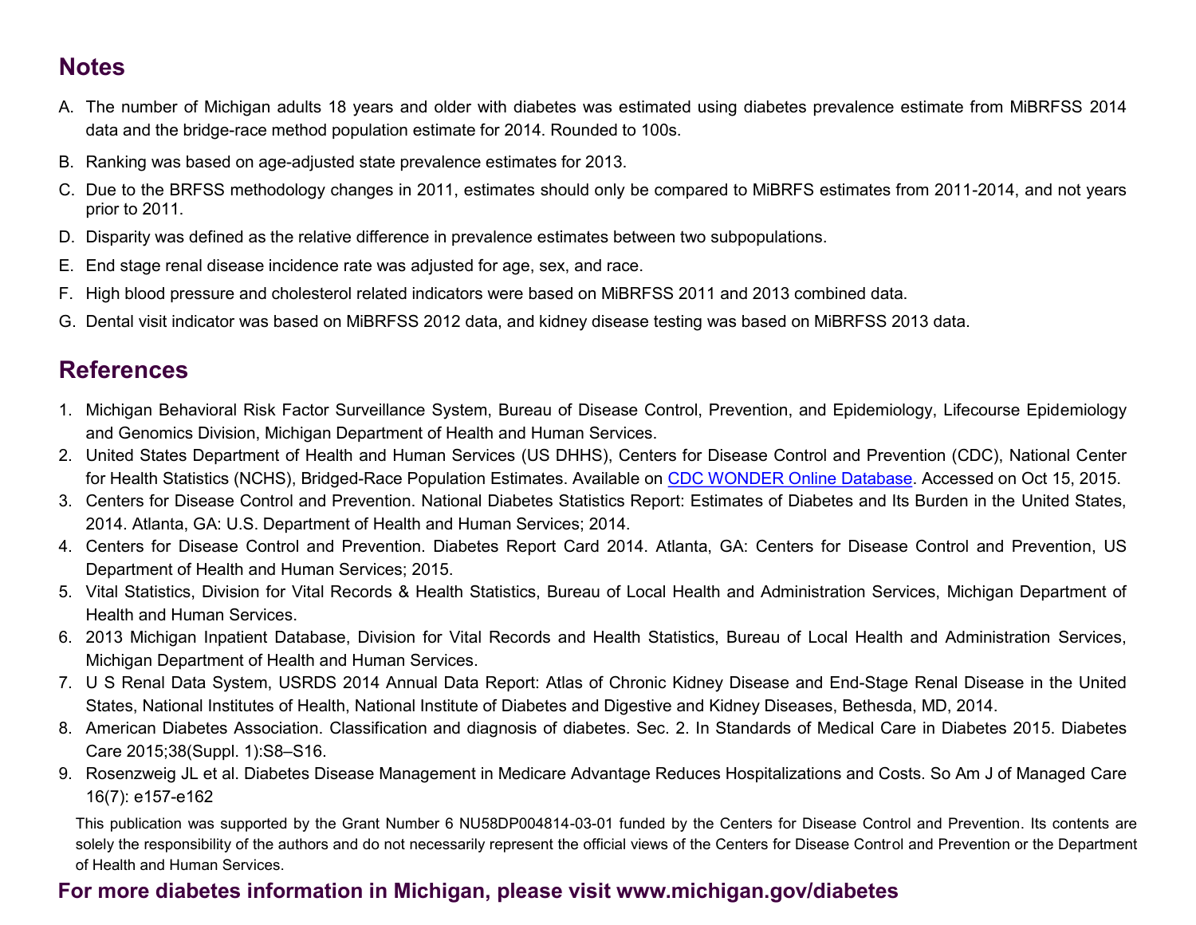## Notes

A. The number of Michigan adults 18 years and older with diabetes was estimated using diabetes prevalence estimate from MiBRFSS 2014 data and the bridge-race method population estimate for 2014. Rounded to 100s.

B. Ranking was based on age-adjusted state prevalence estimates for 2013.

C. Due to the BRFSS methodology changes in 2011, estimates should only be compared to MiBRFS estimates from 2011-2014, and not years prior to 2011.

D. Disparity was defined as the relative difference in prevalence estimates between two subpopulations.

E. End stage renal disease incidence rate was adjusted for age, sex, and race.

F. High blood pressure and cholesterol related indicators were based on MiBRFSS 2011 and 2013 combined data.

G. Dental visit indicator was based on MiBRFSS 2012 data, and kidney disease testing was based on MiBRFSS 2013 data.

## References

1. Michigan Behavioral Risk Factor Surveillance System, Bureau of Disease Control, Prevention, and Epidemiology, Lifecourse Epidemiology and Genomics Division, Michigan Department of Health and Human Services.
2. United States Department of Health and Human Services (US DHHS), Centers for Disease Control and Prevention (CDC), National Center for Health Statistics (NCHS), Bridged-Race Population Estimates. Available on CDC WONDER Online Database. Accessed on Oct 15, 2015.
3. Centers for Disease Control and Prevention. National Diabetes Statistics Report: Estimates of Diabetes and Its Burden in the United States, 2014. Atlanta, GA: U.S. Department of Health and Human Services; 2014.
4. Centers for Disease Control and Prevention. Diabetes Report Card 2014. Atlanta, GA: Centers for Disease Control and Prevention, US Department of Health and Human Services; 2015.
5. Vital Statistics, Division for Vital Records & Health Statistics, Bureau of Local Health and Administration Services, Michigan Department of Health and Human Services.
6. 2013 Michigan Inpatient Database, Division for Vital Records and Health Statistics, Bureau of Local Health and Administration Services, Michigan Department of Health and Human Services.
7. U S Renal Data System, USRDS 2014 Annual Data Report: Atlas of Chronic Kidney Disease and End-Stage Renal Disease in the United States, National Institutes of Health, National Institute of Diabetes and Digestive and Kidney Diseases, Bethesda, MD, 2014.
8. American Diabetes Association. Classification and diagnosis of diabetes. Sec. 2. In Standards of Medical Care in Diabetes 2015. Diabetes Care 2015;38(Suppl. 1):S8–S16.
9. Rosenzweig JL et al. Diabetes Disease Management in Medicare Advantage Reduces Hospitalizations and Costs. So Am J of Managed Care 16(7): e157-e162

This publication was supported by the Grant Number 6 NU58DP004814-03-01 funded by the Centers for Disease Control and Prevention. Its contents are solely the responsibility of the authors and do not necessarily represent the official views of the Centers for Disease Control and Prevention or the Department of Health and Human Services.

**For more diabetes information in Michigan, please visit www.michigan.gov/diabetes**